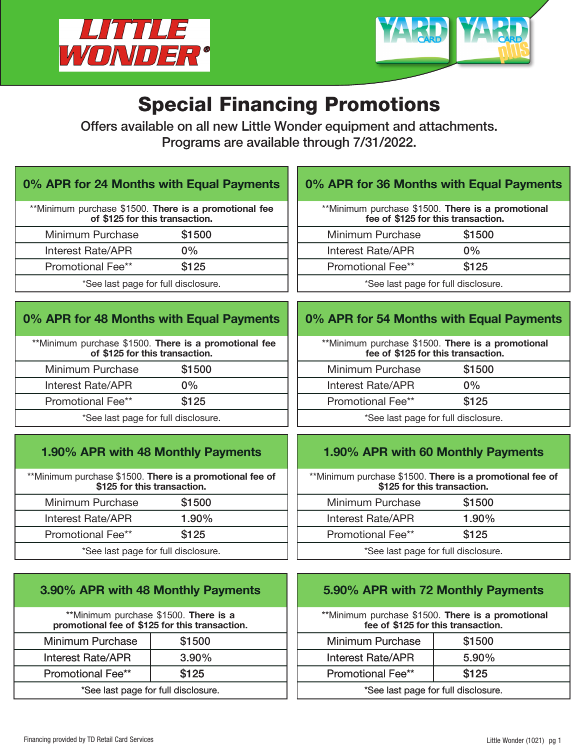LITTLE WONDER®

YARD CARD · YARD CARD plus

# Special Financing Promotions

Offers available on all new Little Wonder equipment and attachments.
Programs are available through 7/31/2022.

## 0% APR for 24 Months with Equal Payments

**Minimum purchase $1500. **There is a promotional fee of $125 for this transaction.**

| Minimum Purchase | $1500 |
|---|---|
| Interest Rate/APR | 0% |
| Promotional Fee** | $125 |

*See last page for full disclosure.

## 0% APR for 36 Months with Equal Payments

**Minimum purchase $1500. **There is a promotional fee of $125 for this transaction.**

| Minimum Purchase | $1500 |
|---|---|
| Interest Rate/APR | 0% |
| Promotional Fee** | $125 |

*See last page for full disclosure.

## 0% APR for 48 Months with Equal Payments

**Minimum purchase $1500. **There is a promotional fee of $125 for this transaction.**

| Minimum Purchase | $1500 |
|---|---|
| Interest Rate/APR | 0% |
| Promotional Fee** | $125 |

*See last page for full disclosure.

## 0% APR for 54 Months with Equal Payments

**Minimum purchase $1500. **There is a promotional fee of $125 for this transaction.**

| Minimum Purchase | $1500 |
|---|---|
| Interest Rate/APR | 0% |
| Promotional Fee** | $125 |

*See last page for full disclosure.

## 1.90% APR with 48 Monthly Payments

**Minimum purchase $1500. **There is a promotional fee of $125 for this transaction.**

| Minimum Purchase | $1500 |
|---|---|
| Interest Rate/APR | 1.90% |
| Promotional Fee** | $125 |

*See last page for full disclosure.

## 1.90% APR with 60 Monthly Payments

**Minimum purchase $1500. **There is a promotional fee of $125 for this transaction.**

| Minimum Purchase | $1500 |
|---|---|
| Interest Rate/APR | 1.90% |
| Promotional Fee** | $125 |

*See last page for full disclosure.

## 3.90% APR with 48 Monthly Payments

**Minimum purchase $1500. **There is a promotional fee of $125 for this transaction.**

| Minimum Purchase | $1500 |
|---|---|
| Interest Rate/APR | 3.90% |
| Promotional Fee** | $125 |

*See last page for full disclosure.

## 5.90% APR with 72 Monthly Payments

**Minimum purchase $1500. **There is a promotional fee of $125 for this transaction.**

| Minimum Purchase | $1500 |
|---|---|
| Interest Rate/APR | 5.90% |
| Promotional Fee** | $125 |

*See last page for full disclosure.

Financing provided by TD Retail Card Services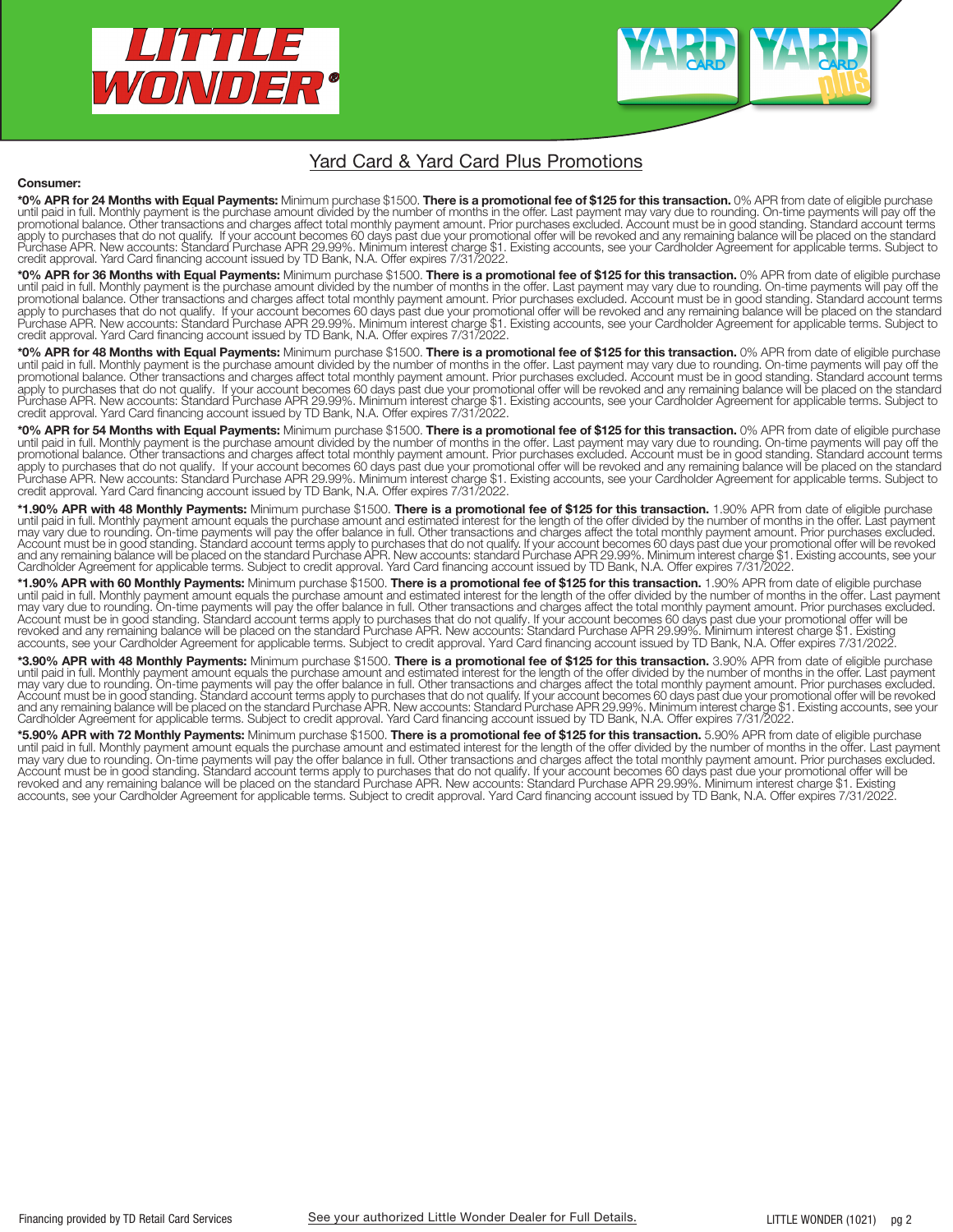# Yard Card & Yard Card Plus Promotions

**Consumer:**

**\*0% APR for 24 Months with Equal Payments:** Minimum purchase $1500. **There is a promotional fee of $125 for this transaction.** 0% APR from date of eligible purchase until paid in full. Monthly payment is the purchase amount divided by the number of months in the offer. Last payment may vary due to rounding. On-time payments will pay off the promotional balance. Other transactions and charges affect total monthly payment amount. Prior purchases excluded. Account must be in good standing. Standard account terms apply to purchases that do not qualify. If your account becomes 60 days past due your promotional offer will be revoked and any remaining balance will be placed on the standard Purchase APR. New accounts: Standard Purchase APR 29.99%. Minimum interest charge $1. Existing accounts, see your Cardholder Agreement for applicable terms. Subject to credit approval. Yard Card financing account issued by TD Bank, N.A. Offer expires 7/31/2022.

**\*0% APR for 36 Months with Equal Payments:** Minimum purchase $1500. **There is a promotional fee of $125 for this transaction.** 0% APR from date of eligible purchase until paid in full. Monthly payment is the purchase amount divided by the number of months in the offer. Last payment may vary due to rounding. On-time payments will pay off the promotional balance. Other transactions and charges affect total monthly payment amount. Prior purchases excluded. Account must be in good standing. Standard account terms apply to purchases that do not qualify. If your account becomes 60 days past due your promotional offer will be revoked and any remaining balance will be placed on the standard Purchase APR. New accounts: Standard Purchase APR 29.99%. Minimum interest charge $1. Existing accounts, see your Cardholder Agreement for applicable terms. Subject to credit approval. Yard Card financing account issued by TD Bank, N.A. Offer expires 7/31/2022.

**\*0% APR for 48 Months with Equal Payments:** Minimum purchase $1500. **There is a promotional fee of $125 for this transaction.** 0% APR from date of eligible purchase until paid in full. Monthly payment is the purchase amount divided by the number of months in the offer. Last payment may vary due to rounding. On-time payments will pay off the promotional balance. Other transactions and charges affect total monthly payment amount. Prior purchases excluded. Account must be in good standing. Standard account terms apply to purchases that do not qualify. If your account becomes 60 days past due your promotional offer will be revoked and any remaining balance will be placed on the standard Purchase APR. New accounts: Standard Purchase APR 29.99%. Minimum interest charge $1. Existing accounts, see your Cardholder Agreement for applicable terms. Subject to credit approval. Yard Card financing account issued by TD Bank, N.A. Offer expires 7/31/2022.

**\*0% APR for 54 Months with Equal Payments:** Minimum purchase $1500. **There is a promotional fee of $125 for this transaction.** 0% APR from date of eligible purchase until paid in full. Monthly payment is the purchase amount divided by the number of months in the offer. Last payment may vary due to rounding. On-time payments will pay off the promotional balance. Other transactions and charges affect total monthly payment amount. Prior purchases excluded. Account must be in good standing. Standard account terms apply to purchases that do not qualify. If your account becomes 60 days past due your promotional offer will be revoked and any remaining balance will be placed on the standard Purchase APR. New accounts: Standard Purchase APR 29.99%. Minimum interest charge $1. Existing accounts, see your Cardholder Agreement for applicable terms. Subject to credit approval. Yard Card financing account issued by TD Bank, N.A. Offer expires 7/31/2022.

**\*1.90% APR with 48 Monthly Payments:** Minimum purchase $1500. **There is a promotional fee of $125 for this transaction.** 1.90% APR from date of eligible purchase until paid in full. Monthly payment amount equals the purchase amount and estimated interest for the length of the offer divided by the number of months in the offer. Last payment may vary due to rounding. On-time payments will pay the offer balance in full. Other transactions and charges affect the total monthly payment amount. Prior purchases excluded. Account must be in good standing. Standard account terms apply to purchases that do not qualify. If your account becomes 60 days past due your promotional offer will be revoked and any remaining balance will be placed on the standard Purchase APR. New accounts: standard Purchase APR 29.99%. Minimum interest charge $1. Existing accounts, see your Cardholder Agreement for applicable terms. Subject to credit approval. Yard Card financing account issued by TD Bank, N.A. Offer expires 7/31/2022.

**\*1.90% APR with 60 Monthly Payments:** Minimum purchase $1500. **There is a promotional fee of $125 for this transaction.** 1.90% APR from date of eligible purchase until paid in full. Monthly payment amount equals the purchase amount and estimated interest for the length of the offer divided by the number of months in the offer. Last payment may vary due to rounding. On-time payments will pay the offer balance in full. Other transactions and charges affect the total monthly payment amount. Prior purchases excluded. Account must be in good standing. Standard account terms apply to purchases that do not qualify. If your account becomes 60 days past due your promotional offer will be revoked and any remaining balance will be placed on the standard Purchase APR. New accounts: Standard Purchase APR 29.99%. Minimum interest charge $1. Existing accounts, see your Cardholder Agreement for applicable terms. Subject to credit approval. Yard Card financing account issued by TD Bank, N.A. Offer expires 7/31/2022.

**\*3.90% APR with 48 Monthly Payments:** Minimum purchase $1500. **There is a promotional fee of $125 for this transaction.** 3.90% APR from date of eligible purchase until paid in full. Monthly payment amount equals the purchase amount and estimated interest for the length of the offer divided by the number of months in the offer. Last payment may vary due to rounding. On-time payments will pay the offer balance in full. Other transactions and charges affect the total monthly payment amount. Prior purchases excluded. Account must be in good standing. Standard account terms apply to purchases that do not qualify. If your account becomes 60 days past due your promotional offer will be revoked and any remaining balance will be placed on the standard Purchase APR. New accounts: Standard Purchase APR 29.99%. Minimum interest charge $1. Existing accounts, see your Cardholder Agreement for applicable terms. Subject to credit approval. Yard Card financing account issued by TD Bank, N.A. Offer expires 7/31/2022.

**\*5.90% APR with 72 Monthly Payments:** Minimum purchase $1500. **There is a promotional fee of $125 for this transaction.** 5.90% APR from date of eligible purchase until paid in full. Monthly payment amount equals the purchase amount and estimated interest for the length of the offer divided by the number of months in the offer. Last payment may vary due to rounding. On-time payments will pay the offer balance in full. Other transactions and charges affect the total monthly payment amount. Prior purchases excluded. Account must be in good standing. Standard account terms apply to purchases that do not qualify. If your account becomes 60 days past due your promotional offer will be revoked and any remaining balance will be placed on the standard Purchase APR. New accounts: Standard Purchase APR 29.99%. Minimum interest charge $1. Existing accounts, see your Cardholder Agreement for applicable terms. Subject to credit approval. Yard Card financing account issued by TD Bank, N.A. Offer expires 7/31/2022.

Financing provided by TD Retail Card Services

See your authorized Little Wonder Dealer for Full Details.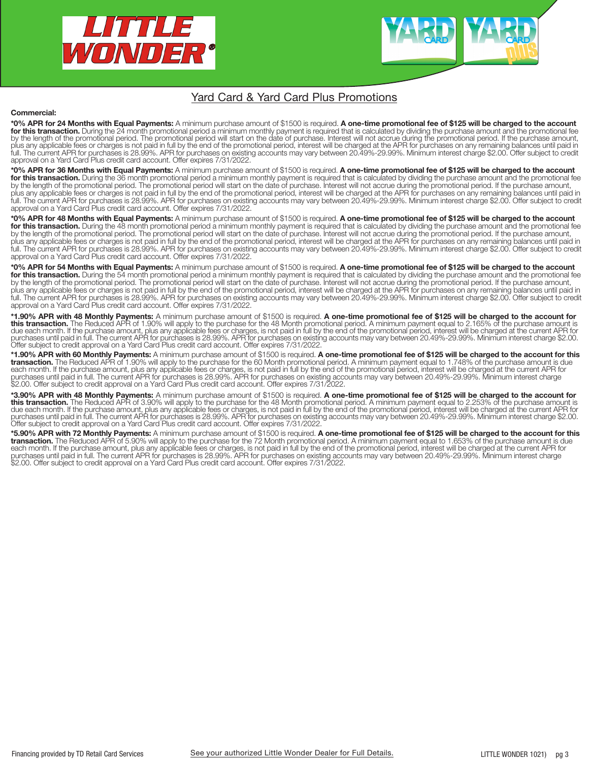# Yard Card & Yard Card Plus Promotions

**Commercial:**

***0% APR for 24 Months with Equal Payments:** A minimum purchase amount of $1500 is required. **A one-time promotional fee of $125 will be charged to the account for this transaction.** During the 24 month promotional period a minimum monthly payment is required that is calculated by dividing the purchase amount and the promotional fee by the length of the promotional period. The promotional period will start on the date of purchase. Interest will not accrue during the promotional period. If the purchase amount, plus any applicable fees or charges is not paid in full by the end of the promotional period, interest will be charged at the APR for purchases on any remaining balances until paid in full. The current APR for purchases is 28.99%. APR for purchases on existing accounts may vary between 20.49%-29.99%. Minimum interest charge $2.00. Offer subject to credit approval on a Yard Card Plus credit card account. Offer expires 7/31/2022.

***0% APR for 36 Months with Equal Payments:** A minimum purchase amount of $1500 is required. **A one-time promotional fee of $125 will be charged to the account for this transaction.** During the 36 month promotional period a minimum monthly payment is required that is calculated by dividing the purchase amount and the promotional fee by the length of the promotional period. The promotional period will start on the date of purchase. Interest will not accrue during the promotional period. If the purchase amount, plus any applicable fees or charges is not paid in full by the end of the promotional period, interest will be charged at the APR for purchases on any remaining balances until paid in full. The current APR for purchases is 28.99%. APR for purchases on existing accounts may vary between 20.49%-29.99%. Minimum interest charge $2.00. Offer subject to credit approval on a Yard Card Plus credit card account. Offer expires 7/31/2022.

***0% APR for 48 Months with Equal Payments:** A minimum purchase amount of $1500 is required. **A one-time promotional fee of $125 will be charged to the account for this transaction.** During the 48 month promotional period a minimum monthly payment is required that is calculated by dividing the purchase amount and the promotional fee by the length of the promotional period. The promotional period will start on the date of purchase. Interest will not accrue during the promotional period. If the purchase amount, plus any applicable fees or charges is not paid in full by the end of the promotional period, interest will be charged at the APR for purchases on any remaining balances until paid in full. The current APR for purchases is 28.99%. APR for purchases on existing accounts may vary between 20.49%-29.99%. Minimum interest charge $2.00. Offer subject to credit approval on a Yard Card Plus credit card account. Offer expires 7/31/2022.

***0% APR for 54 Months with Equal Payments:** A minimum purchase amount of $1500 is required. **A one-time promotional fee of $125 will be charged to the account for this transaction.** During the 54 month promotional period a minimum monthly payment is required that is calculated by dividing the purchase amount and the promotional fee by the length of the promotional period. The promotional period will start on the date of purchase. Interest will not accrue during the promotional period. If the purchase amount, plus any applicable fees or charges is not paid in full by the end of the promotional period, interest will be charged at the APR for purchases on any remaining balances until paid in full. The current APR for purchases is 28.99%. APR for purchases on existing accounts may vary between 20.49%-29.99%. Minimum interest charge $2.00. Offer subject to credit approval on a Yard Card Plus credit card account. Offer expires 7/31/2022.

***1.90% APR with 48 Monthly Payments:** A minimum purchase amount of $1500 is required. **A one-time promotional fee of $125 will be charged to the account for this transaction.** The Reduced APR of 1.90% will apply to the purchase for the 48 Month promotional period. A minimum payment equal to 2.165% of the purchase amount is due each month. If the purchase amount, plus any applicable fees or charges, is not paid in full by the end of the promotional period, interest will be charged at the current APR for purchases until paid in full. The current APR for purchases is 28.99%. APR for purchases on existing accounts may vary between 20.49%-29.99%. Minimum interest charge $2.00. Offer subject to credit approval on a Yard Card Plus credit card account. Offer expires 7/31/2022.

***1.90% APR with 60 Monthly Payments:** A minimum purchase amount of $1500 is required. **A one-time promotional fee of $125 will be charged to the account for this transaction.** The Reduced APR of 1.90% will apply to the purchase for the 60 Month promotional period. A minimum payment equal to 1.748% of the purchase amount is due each month. If the purchase amount, plus any applicable fees or charges, is not paid in full by the end of the promotional period, interest will be charged at the current APR for purchases until paid in full. The current APR for purchases is 28.99%. APR for purchases on existing accounts may vary between 20.49%-29.99%. Minimum interest charge $2.00. Offer subject to credit approval on a Yard Card Plus credit card account. Offer expires 7/31/2022.

***3.90% APR with 48 Monthly Payments:** A minimum purchase amount of $1500 is required. **A one-time promotional fee of $125 will be charged to the account for this transaction.** The Reduced APR of 3.90% will apply to the purchase for the 48 Month promotional period. A minimum payment equal to 2.253% of the purchase amount is due each month. If the purchase amount, plus any applicable fees or charges, is not paid in full by the end of the promotional period, interest will be charged at the current APR for purchases until paid in full. The current APR for purchases is 28.99%. APR for purchases on existing accounts may vary between 20.49%-29.99%. Minimum interest charge $2.00. Offer subject to credit approval on a Yard Card Plus credit card account. Offer expires 7/31/2022.

***5.90% APR with 72 Monthly Payments:** A minimum purchase amount of $1500 is required. **A one-time promotional fee of $125 will be charged to the account for this transaction.** The Reduced APR of 5.90% will apply to the purchase for the 72 Month promotional period. A minimum payment equal to 1.653% of the purchase amount is due each month. If the purchase amount, plus any applicable fees or charges, is not paid in full by the end of the promotional period, interest will be charged at the current APR for purchases until paid in full. The current APR for purchases is 28.99%. APR for purchases on existing accounts may vary between 20.49%-29.99%. Minimum interest charge $2.00. Offer subject to credit approval on a Yard Card Plus credit card account. Offer expires 7/31/2022.

Financing provided by TD Retail Card Services

See your authorized Little Wonder Dealer for Full Details.